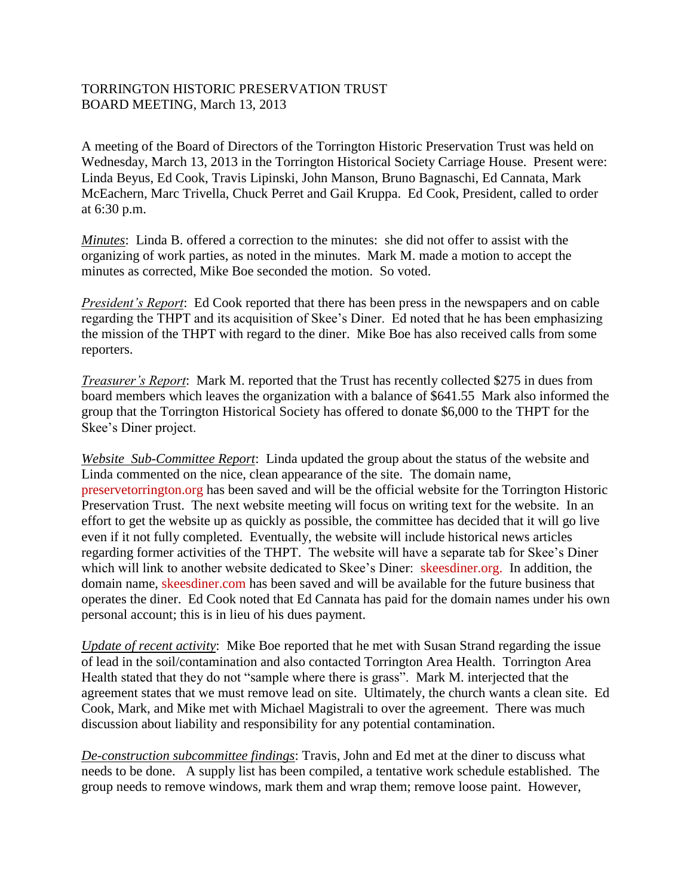TORRINGTON HISTORIC PRESERVATION TRUST
BOARD MEETING, March 13, 2013

A meeting of the Board of Directors of the Torrington Historic Preservation Trust was held on Wednesday, March 13, 2013 in the Torrington Historical Society Carriage House. Present were: Linda Beyus, Ed Cook, Travis Lipinski, John Manson, Bruno Bagnaschi, Ed Cannata, Mark McEachern, Marc Trivella, Chuck Perret and Gail Kruppa. Ed Cook, President, called to order at 6:30 p.m.

*__Minutes__*: Linda B. offered a correction to the minutes: she did not offer to assist with the organizing of work parties, as noted in the minutes. Mark M. made a motion to accept the minutes as corrected, Mike Boe seconded the motion. So voted.

*__President's Report__*: Ed Cook reported that there has been press in the newspapers and on cable regarding the THPT and its acquisition of Skee's Diner. Ed noted that he has been emphasizing the mission of the THPT with regard to the diner. Mike Boe has also received calls from some reporters.

*__Treasurer's Report__*: Mark M. reported that the Trust has recently collected $275 in dues from board members which leaves the organization with a balance of $641.55 Mark also informed the group that the Torrington Historical Society has offered to donate $6,000 to the THPT for the Skee's Diner project.

*__Website Sub-Committee Report__*: Linda updated the group about the status of the website and Linda commented on the nice, clean appearance of the site. The domain name, preservetorrington.org has been saved and will be the official website for the Torrington Historic Preservation Trust. The next website meeting will focus on writing text for the website. In an effort to get the website up as quickly as possible, the committee has decided that it will go live even if it not fully completed. Eventually, the website will include historical news articles regarding former activities of the THPT. The website will have a separate tab for Skee's Diner which will link to another website dedicated to Skee's Diner: skeesdiner.org. In addition, the domain name, skeesdiner.com has been saved and will be available for the future business that operates the diner. Ed Cook noted that Ed Cannata has paid for the domain names under his own personal account; this is in lieu of his dues payment.

*__Update of recent activity__*: Mike Boe reported that he met with Susan Strand regarding the issue of lead in the soil/contamination and also contacted Torrington Area Health. Torrington Area Health stated that they do not "sample where there is grass". Mark M. interjected that the agreement states that we must remove lead on site. Ultimately, the church wants a clean site. Ed Cook, Mark, and Mike met with Michael Magistrali to over the agreement. There was much discussion about liability and responsibility for any potential contamination.

*__De-construction subcommittee findings__*: Travis, John and Ed met at the diner to discuss what needs to be done. A supply list has been compiled, a tentative work schedule established. The group needs to remove windows, mark them and wrap them; remove loose paint. However,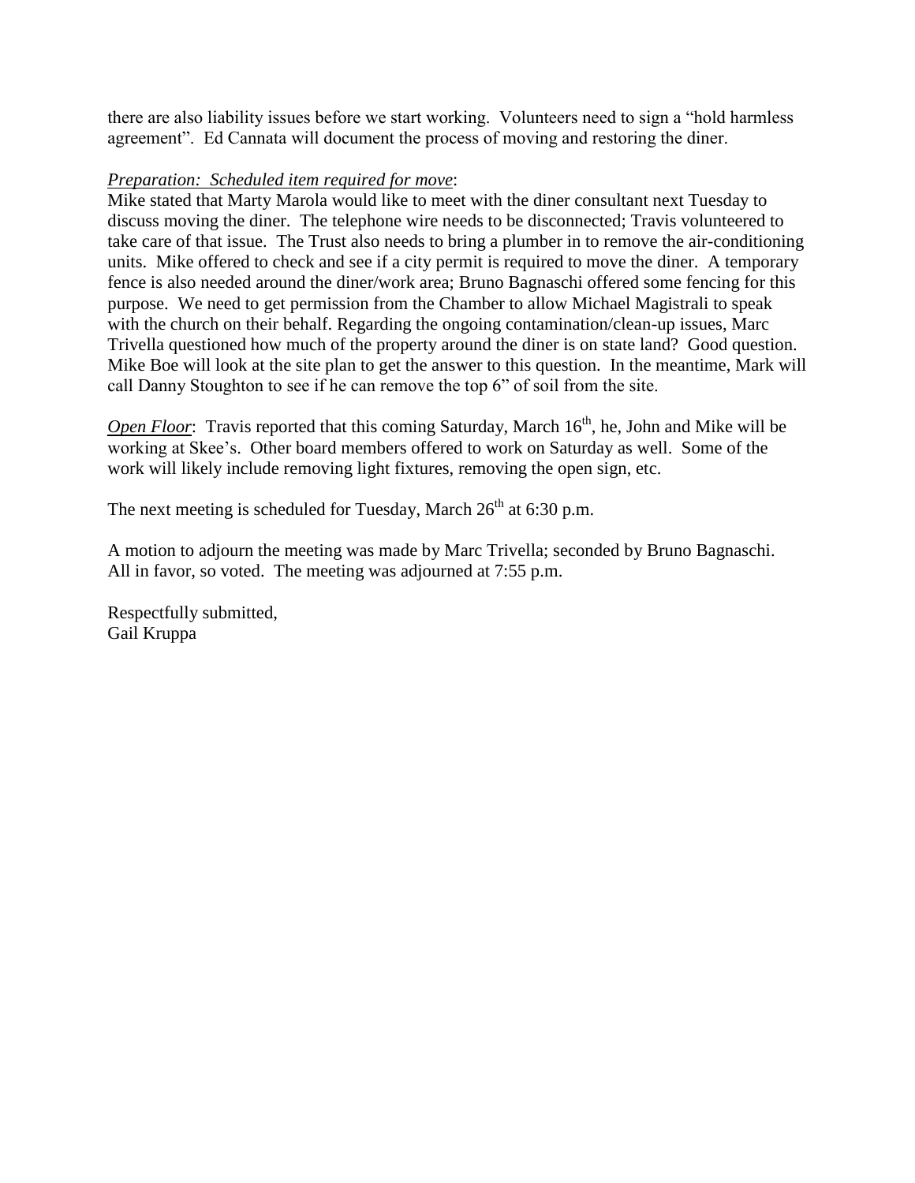there are also liability issues before we start working. Volunteers need to sign a "hold harmless agreement". Ed Cannata will document the process of moving and restoring the diner.

*Preparation: Scheduled item required for move*:
Mike stated that Marty Marola would like to meet with the diner consultant next Tuesday to discuss moving the diner. The telephone wire needs to be disconnected; Travis volunteered to take care of that issue. The Trust also needs to bring a plumber in to remove the air-conditioning units. Mike offered to check and see if a city permit is required to move the diner. A temporary fence is also needed around the diner/work area; Bruno Bagnaschi offered some fencing for this purpose. We need to get permission from the Chamber to allow Michael Magistrali to speak with the church on their behalf. Regarding the ongoing contamination/clean-up issues, Marc Trivella questioned how much of the property around the diner is on state land? Good question. Mike Boe will look at the site plan to get the answer to this question. In the meantime, Mark will call Danny Stoughton to see if he can remove the top 6" of soil from the site.

***Open Floor***: Travis reported that this coming Saturday, March 16th, he, John and Mike will be working at Skee's. Other board members offered to work on Saturday as well. Some of the work will likely include removing light fixtures, removing the open sign, etc.

The next meeting is scheduled for Tuesday, March 26th at 6:30 p.m.

A motion to adjourn the meeting was made by Marc Trivella; seconded by Bruno Bagnaschi. All in favor, so voted. The meeting was adjourned at 7:55 p.m.

Respectfully submitted,
Gail Kruppa